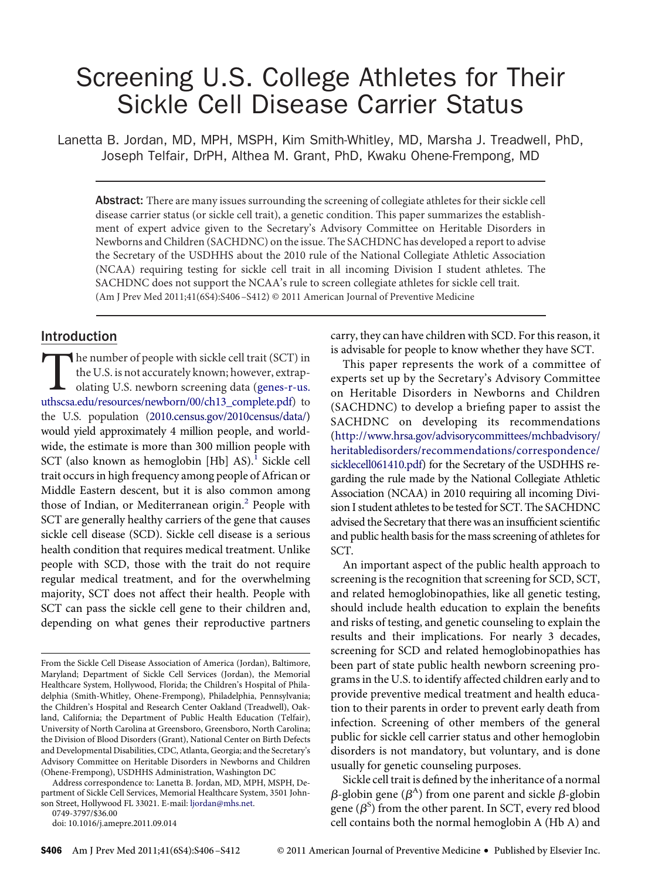# Screening U.S. College Athletes for Their Sickle Cell Disease Carrier Status

Lanetta B. Jordan, MD, MPH, MSPH, Kim Smith-Whitley, MD, Marsha J. Treadwell, PhD, Joseph Telfair, DrPH, Althea M. Grant, PhD, Kwaku Ohene-Frempong, MD

**Abstract:** There are many issues surrounding the screening of collegiate athletes for their sickle cell disease carrier status (or sickle cell trait), a genetic condition. This paper summarizes the establishment of expert advice given to the Secretary's Advisory Committee on Heritable Disorders in Newborns and Children (SACHDNC) on the issue. The SACHDNC has developed a report to advise the Secretary of the USDHHS about the 2010 rule of the National Collegiate Athletic Association (NCAA) requiring testing for sickle cell trait in all incoming Division I student athletes. The SACHDNC does not support the NCAA's rule to screen collegiate athletes for sickle cell trait.
(Am J Prev Med 2011;41(6S4):S406–S412) © 2011 American Journal of Preventive Medicine

## Introduction

The number of people with sickle cell trait (SCT) in the U.S. is not accurately known; however, extrapolating U.S. newborn screening data (genes-r-us.uthscsa.edu/resources/newborn/00/ch13_complete.pdf) to the U.S. population (2010.census.gov/2010census/data/) would yield approximately 4 million people, and worldwide, the estimate is more than 300 million people with SCT (also known as hemoglobin [Hb] AS).[1] Sickle cell trait occurs in high frequency among people of African or Middle Eastern descent, but it is also common among those of Indian, or Mediterranean origin.[2] People with SCT are generally healthy carriers of the gene that causes sickle cell disease (SCD). Sickle cell disease is a serious health condition that requires medical treatment. Unlike people with SCD, those with the trait do not require regular medical treatment, and for the overwhelming majority, SCT does not affect their health. People with SCT can pass the sickle cell gene to their children and, depending on what genes their reproductive partners carry, they can have children with SCD. For this reason, it is advisable for people to know whether they have SCT.

This paper represents the work of a committee of experts set up by the Secretary's Advisory Committee on Heritable Disorders in Newborns and Children (SACHDNC) to develop a briefing paper to assist the SACHDNC on developing its recommendations (http://www.hrsa.gov/advisorycommittees/mchbadvisory/heritabledisorders/recommendations/correspondence/sicklecell061410.pdf) for the Secretary of the USDHHS regarding the rule made by the National Collegiate Athletic Association (NCAA) in 2010 requiring all incoming Division I student athletes to be tested for SCT. The SACHDNC advised the Secretary that there was an insufficient scientific and public health basis for the mass screening of athletes for SCT.

An important aspect of the public health approach to screening is the recognition that screening for SCD, SCT, and related hemoglobinopathies, like all genetic testing, should include health education to explain the benefits and risks of testing, and genetic counseling to explain the results and their implications. For nearly 3 decades, screening for SCD and related hemoglobinopathies has been part of state public health newborn screening programs in the U.S. to identify affected children early and to provide preventive medical treatment and health education to their parents in order to prevent early death from infection. Screening of other members of the general public for sickle cell carrier status and other hemoglobin disorders is not mandatory, but voluntary, and is done usually for genetic counseling purposes.

Sickle cell trait is defined by the inheritance of a normal $\beta$-globin gene ($\beta^A$) from one parent and sickle $\beta$-globin gene ($\beta^S$) from the other parent. In SCT, every red blood cell contains both the normal hemoglobin A (Hb A) and

From the Sickle Cell Disease Association of America (Jordan), Baltimore, Maryland; Department of Sickle Cell Services (Jordan), the Memorial Healthcare System, Hollywood, Florida; the Children's Hospital of Philadelphia (Smith-Whitley, Ohene-Frempong), Philadelphia, Pennsylvania; the Children's Hospital and Research Center Oakland (Treadwell), Oakland, California; the Department of Public Health Education (Telfair), University of North Carolina at Greensboro, Greensboro, North Carolina; the Division of Blood Disorders (Grant), National Center on Birth Defects and Developmental Disabilities, CDC, Atlanta, Georgia; and the Secretary's Advisory Committee on Heritable Disorders in Newborns and Children (Ohene-Frempong), USDHHS Administration, Washington DC

Address correspondence to: Lanetta B. Jordan, MD, MPH, MSPH, Department of Sickle Cell Services, Memorial Healthcare System, 3501 Johnson Street, Hollywood FL 33021. E-mail: ljordan@mhs.net.

0749-3797/$36.00

doi: 10.1016/j.amepre.2011.09.014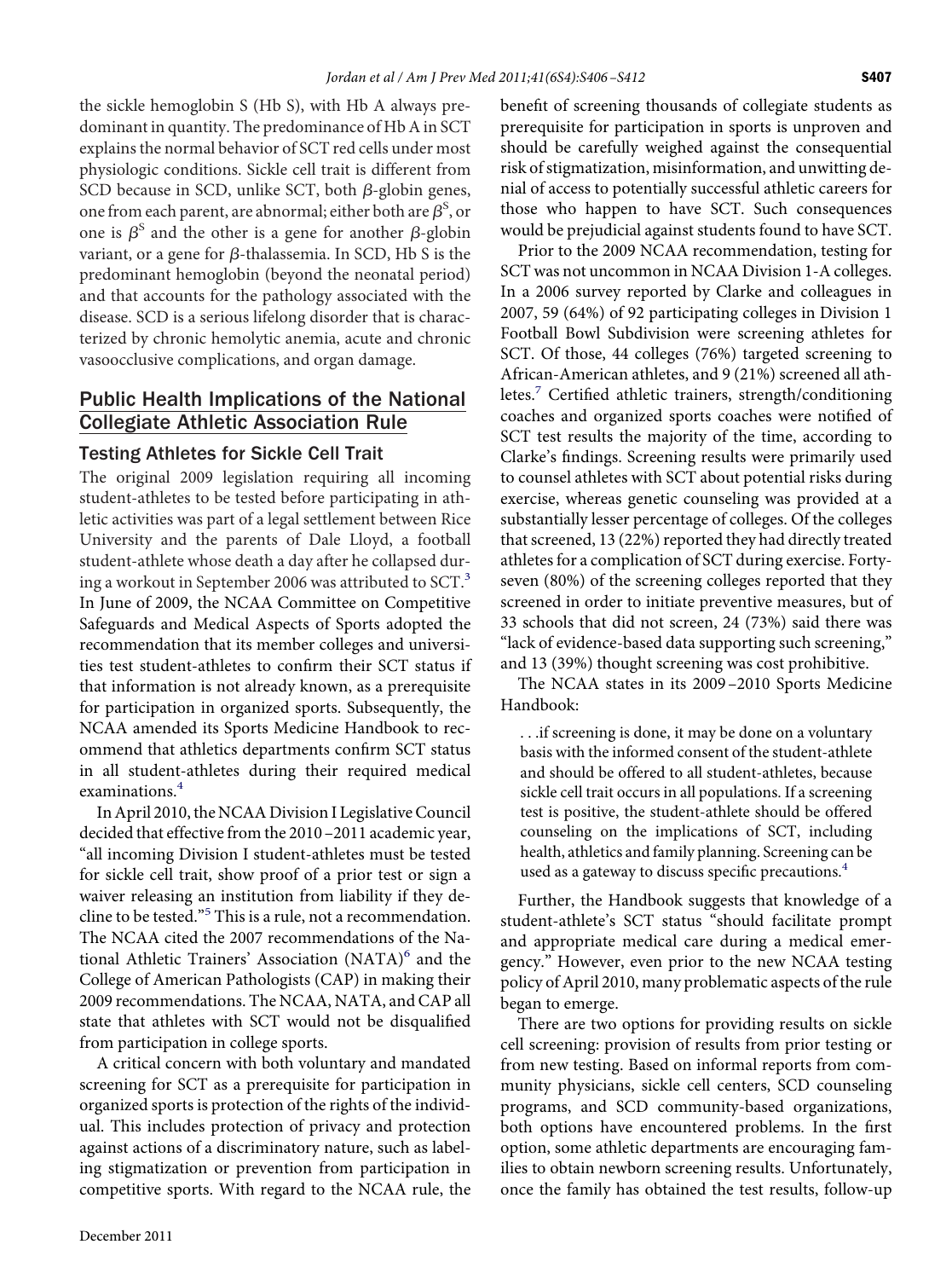the sickle hemoglobin S (Hb S), with Hb A always predominant in quantity. The predominance of Hb A in SCT explains the normal behavior of SCT red cells under most physiologic conditions. Sickle cell trait is different from SCD because in SCD, unlike SCT, both $\beta$-globin genes, one from each parent, are abnormal; either both are $\beta^S$, or one is $\beta^S$ and the other is a gene for another $\beta$-globin variant, or a gene for $\beta$-thalassemia. In SCD, Hb S is the predominant hemoglobin (beyond the neonatal period) and that accounts for the pathology associated with the disease. SCD is a serious lifelong disorder that is characterized by chronic hemolytic anemia, acute and chronic vasoocclusive complications, and organ damage.

## Public Health Implications of the National Collegiate Athletic Association Rule

### Testing Athletes for Sickle Cell Trait

The original 2009 legislation requiring all incoming student-athletes to be tested before participating in athletic activities was part of a legal settlement between Rice University and the parents of Dale Lloyd, a football student-athlete whose death a day after he collapsed during a workout in September 2006 was attributed to SCT.[3] In June of 2009, the NCAA Committee on Competitive Safeguards and Medical Aspects of Sports adopted the recommendation that its member colleges and universities test student-athletes to confirm their SCT status if that information is not already known, as a prerequisite for participation in organized sports. Subsequently, the NCAA amended its Sports Medicine Handbook to recommend that athletics departments confirm SCT status in all student-athletes during their required medical examinations.[4]

In April 2010, the NCAA Division I Legislative Council decided that effective from the 2010–2011 academic year, "all incoming Division I student-athletes must be tested for sickle cell trait, show proof of a prior test or sign a waiver releasing an institution from liability if they decline to be tested."[5] This is a rule, not a recommendation. The NCAA cited the 2007 recommendations of the National Athletic Trainers' Association (NATA)[6] and the College of American Pathologists (CAP) in making their 2009 recommendations. The NCAA, NATA, and CAP all state that athletes with SCT would not be disqualified from participation in college sports.

A critical concern with both voluntary and mandated screening for SCT as a prerequisite for participation in organized sports is protection of the rights of the individual. This includes protection of privacy and protection against actions of a discriminatory nature, such as labeling stigmatization or prevention from participation in competitive sports. With regard to the NCAA rule, the benefit of screening thousands of collegiate students as prerequisite for participation in sports is unproven and should be carefully weighed against the consequential risk of stigmatization, misinformation, and unwitting denial of access to potentially successful athletic careers for those who happen to have SCT. Such consequences would be prejudicial against students found to have SCT.

Prior to the 2009 NCAA recommendation, testing for SCT was not uncommon in NCAA Division 1-A colleges. In a 2006 survey reported by Clarke and colleagues in 2007, 59 (64%) of 92 participating colleges in Division 1 Football Bowl Subdivision were screening athletes for SCT. Of those, 44 colleges (76%) targeted screening to African-American athletes, and 9 (21%) screened all athletes.[7] Certified athletic trainers, strength/conditioning coaches and organized sports coaches were notified of SCT test results the majority of the time, according to Clarke's findings. Screening results were primarily used to counsel athletes with SCT about potential risks during exercise, whereas genetic counseling was provided at a substantially lesser percentage of colleges. Of the colleges that screened, 13 (22%) reported they had directly treated athletes for a complication of SCT during exercise. Forty-seven (80%) of the screening colleges reported that they screened in order to initiate preventive measures, but of 33 schools that did not screen, 24 (73%) said there was "lack of evidence-based data supporting such screening," and 13 (39%) thought screening was cost prohibitive.

The NCAA states in its 2009–2010 Sports Medicine Handbook:

> . . .if screening is done, it may be done on a voluntary basis with the informed consent of the student-athlete and should be offered to all student-athletes, because sickle cell trait occurs in all populations. If a screening test is positive, the student-athlete should be offered counseling on the implications of SCT, including health, athletics and family planning. Screening can be used as a gateway to discuss specific precautions.[4]

Further, the Handbook suggests that knowledge of a student-athlete's SCT status "should facilitate prompt and appropriate medical care during a medical emergency." However, even prior to the new NCAA testing policy of April 2010, many problematic aspects of the rule began to emerge.

There are two options for providing results on sickle cell screening: provision of results from prior testing or from new testing. Based on informal reports from community physicians, sickle cell centers, SCD counseling programs, and SCD community-based organizations, both options have encountered problems. In the first option, some athletic departments are encouraging families to obtain newborn screening results. Unfortunately, once the family has obtained the test results, follow-up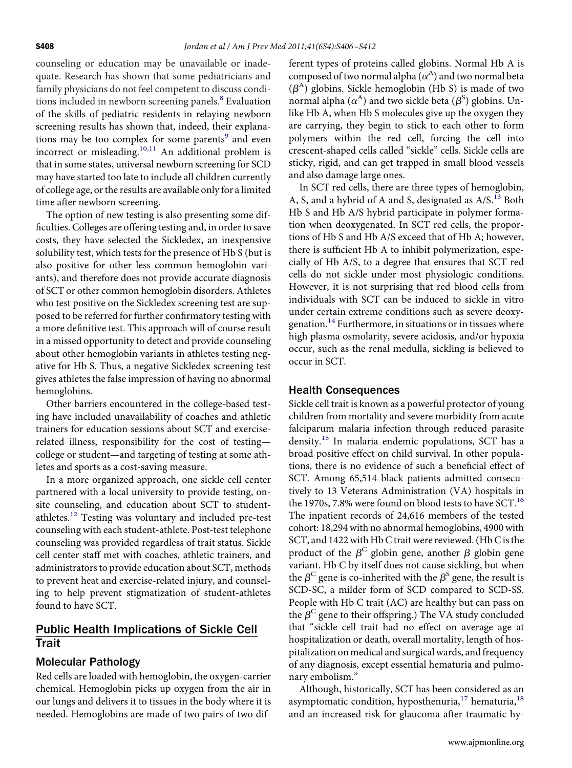counseling or education may be unavailable or inadequate. Research has shown that some pediatricians and family physicians do not feel competent to discuss conditions included in newborn screening panels.[8] Evaluation of the skills of pediatric residents in relaying newborn screening results has shown that, indeed, their explanations may be too complex for some parents[9] and even incorrect or misleading.[10,11] An additional problem is that in some states, universal newborn screening for SCD may have started too late to include all children currently of college age, or the results are available only for a limited time after newborn screening.

The option of new testing is also presenting some difficulties. Colleges are offering testing and, in order to save costs, they have selected the Sickledex, an inexpensive solubility test, which tests for the presence of Hb S (but is also positive for other less common hemoglobin variants), and therefore does not provide accurate diagnosis of SCT or other common hemoglobin disorders. Athletes who test positive on the Sickledex screening test are supposed to be referred for further confirmatory testing with a more definitive test. This approach will of course result in a missed opportunity to detect and provide counseling about other hemoglobin variants in athletes testing negative for Hb S. Thus, a negative Sickledex screening test gives athletes the false impression of having no abnormal hemoglobins.

Other barriers encountered in the college-based testing have included unavailability of coaches and athletic trainers for education sessions about SCT and exercise-related illness, responsibility for the cost of testing—college or student—and targeting of testing at some athletes and sports as a cost-saving measure.

In a more organized approach, one sickle cell center partnered with a local university to provide testing, on-site counseling, and education about SCT to student-athletes.[12] Testing was voluntary and included pre-test counseling with each student-athlete. Post-test telephone counseling was provided regardless of trait status. Sickle cell center staff met with coaches, athletic trainers, and administrators to provide education about SCT, methods to prevent heat and exercise-related injury, and counseling to help prevent stigmatization of student-athletes found to have SCT.

## Public Health Implications of Sickle Cell Trait

### Molecular Pathology

Red cells are loaded with hemoglobin, the oxygen-carrier chemical. Hemoglobin picks up oxygen from the air in our lungs and delivers it to tissues in the body where it is needed. Hemoglobins are made of two pairs of two different types of proteins called globins. Normal Hb A is composed of two normal alpha ($\alpha^A$) and two normal beta ($\beta^A$) globins. Sickle hemoglobin (Hb S) is made of two normal alpha ($\alpha^A$) and two sickle beta ($\beta^S$) globins. Unlike Hb A, when Hb S molecules give up the oxygen they are carrying, they begin to stick to each other to form polymers within the red cell, forcing the cell into crescent-shaped cells called "sickle" cells. Sickle cells are sticky, rigid, and can get trapped in small blood vessels and also damage large ones.

In SCT red cells, there are three types of hemoglobin, A, S, and a hybrid of A and S, designated as A/S.[13] Both Hb S and Hb A/S hybrid participate in polymer formation when deoxygenated. In SCT red cells, the proportions of Hb S and Hb A/S exceed that of Hb A; however, there is sufficient Hb A to inhibit polymerization, especially of Hb A/S, to a degree that ensures that SCT red cells do not sickle under most physiologic conditions. However, it is not surprising that red blood cells from individuals with SCT can be induced to sickle in vitro under certain extreme conditions such as severe deoxygenation.[14] Furthermore, in situations or in tissues where high plasma osmolarity, severe acidosis, and/or hypoxia occur, such as the renal medulla, sickling is believed to occur in SCT.

### Health Consequences

Sickle cell trait is known as a powerful protector of young children from mortality and severe morbidity from acute falciparum malaria infection through reduced parasite density.[15] In malaria endemic populations, SCT has a broad positive effect on child survival. In other populations, there is no evidence of such a beneficial effect of SCT. Among 65,514 black patients admitted consecutively to 13 Veterans Administration (VA) hospitals in the 1970s, 7.8% were found on blood tests to have SCT.[16] The inpatient records of 24,616 members of the tested cohort: 18,294 with no abnormal hemoglobins, 4900 with SCT, and 1422 with Hb C trait were reviewed. (Hb C is the product of the $\beta^C$ globin gene, another $\beta$ globin gene variant. Hb C by itself does not cause sickling, but when the $\beta^C$ gene is co-inherited with the $\beta^S$ gene, the result is SCD-SC, a milder form of SCD compared to SCD-SS. People with Hb C trait (AC) are healthy but can pass on the $\beta^C$ gene to their offspring.) The VA study concluded that "sickle cell trait had no effect on average age at hospitalization or death, overall mortality, length of hospitalization on medical and surgical wards, and frequency of any diagnosis, except essential hematuria and pulmonary embolism."

Although, historically, SCT has been considered as an asymptomatic condition, hyposthenuria,[17] hematuria,[18] and an increased risk for glaucoma after traumatic hy-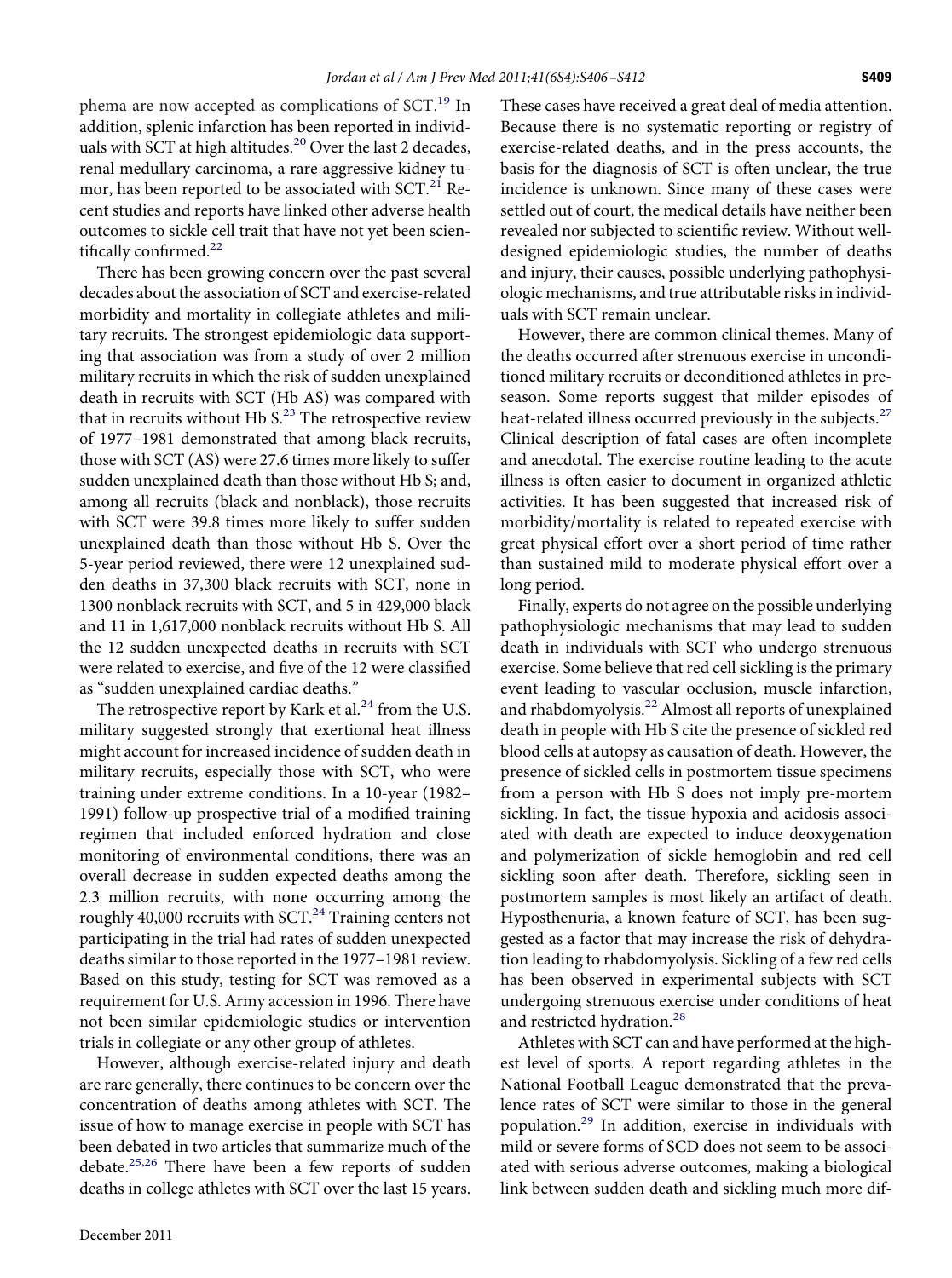phema are now accepted as complications of SCT.[19] In addition, splenic infarction has been reported in individuals with SCT at high altitudes.[20] Over the last 2 decades, renal medullary carcinoma, a rare aggressive kidney tumor, has been reported to be associated with SCT.[21] Recent studies and reports have linked other adverse health outcomes to sickle cell trait that have not yet been scientifically confirmed.[22]

There has been growing concern over the past several decades about the association of SCT and exercise-related morbidity and mortality in collegiate athletes and military recruits. The strongest epidemiologic data supporting that association was from a study of over 2 million military recruits in which the risk of sudden unexplained death in recruits with SCT (Hb AS) was compared with that in recruits without Hb S.[23] The retrospective review of 1977–1981 demonstrated that among black recruits, those with SCT (AS) were 27.6 times more likely to suffer sudden unexplained death than those without Hb S; and, among all recruits (black and nonblack), those recruits with SCT were 39.8 times more likely to suffer sudden unexplained death than those without Hb S. Over the 5-year period reviewed, there were 12 unexplained sudden deaths in 37,300 black recruits with SCT, none in 1300 nonblack recruits with SCT, and 5 in 429,000 black and 11 in 1,617,000 nonblack recruits without Hb S. All the 12 sudden unexpected deaths in recruits with SCT were related to exercise, and five of the 12 were classified as "sudden unexplained cardiac deaths."

The retrospective report by Kark et al.[24] from the U.S. military suggested strongly that exertional heat illness might account for increased incidence of sudden death in military recruits, especially those with SCT, who were training under extreme conditions. In a 10-year (1982–1991) follow-up prospective trial of a modified training regimen that included enforced hydration and close monitoring of environmental conditions, there was an overall decrease in sudden expected deaths among the 2.3 million recruits, with none occurring among the roughly 40,000 recruits with SCT.[24] Training centers not participating in the trial had rates of sudden unexpected deaths similar to those reported in the 1977–1981 review. Based on this study, testing for SCT was removed as a requirement for U.S. Army accession in 1996. There have not been similar epidemiologic studies or intervention trials in collegiate or any other group of athletes.

However, although exercise-related injury and death are rare generally, there continues to be concern over the concentration of deaths among athletes with SCT. The issue of how to manage exercise in people with SCT has been debated in two articles that summarize much of the debate.[25,26] There have been a few reports of sudden deaths in college athletes with SCT over the last 15 years. These cases have received a great deal of media attention. Because there is no systematic reporting or registry of exercise-related deaths, and in the press accounts, the basis for the diagnosis of SCT is often unclear, the true incidence is unknown. Since many of these cases were settled out of court, the medical details have neither been revealed nor subjected to scientific review. Without well-designed epidemiologic studies, the number of deaths and injury, their causes, possible underlying pathophysiologic mechanisms, and true attributable risks in individuals with SCT remain unclear.

However, there are common clinical themes. Many of the deaths occurred after strenuous exercise in unconditioned military recruits or deconditioned athletes in preseason. Some reports suggest that milder episodes of heat-related illness occurred previously in the subjects.[27] Clinical description of fatal cases are often incomplete and anecdotal. The exercise routine leading to the acute illness is often easier to document in organized athletic activities. It has been suggested that increased risk of morbidity/mortality is related to repeated exercise with great physical effort over a short period of time rather than sustained mild to moderate physical effort over a long period.

Finally, experts do not agree on the possible underlying pathophysiologic mechanisms that may lead to sudden death in individuals with SCT who undergo strenuous exercise. Some believe that red cell sickling is the primary event leading to vascular occlusion, muscle infarction, and rhabdomyolysis.[22] Almost all reports of unexplained death in people with Hb S cite the presence of sickled red blood cells at autopsy as causation of death. However, the presence of sickled cells in postmortem tissue specimens from a person with Hb S does not imply pre-mortem sickling. In fact, the tissue hypoxia and acidosis associated with death are expected to induce deoxygenation and polymerization of sickle hemoglobin and red cell sickling soon after death. Therefore, sickling seen in postmortem samples is most likely an artifact of death. Hyposthenuria, a known feature of SCT, has been suggested as a factor that may increase the risk of dehydration leading to rhabdomyolysis. Sickling of a few red cells has been observed in experimental subjects with SCT undergoing strenuous exercise under conditions of heat and restricted hydration.[28]

Athletes with SCT can and have performed at the highest level of sports. A report regarding athletes in the National Football League demonstrated that the prevalence rates of SCT were similar to those in the general population.[29] In addition, exercise in individuals with mild or severe forms of SCD does not seem to be associated with serious adverse outcomes, making a biological link between sudden death and sickling much more dif-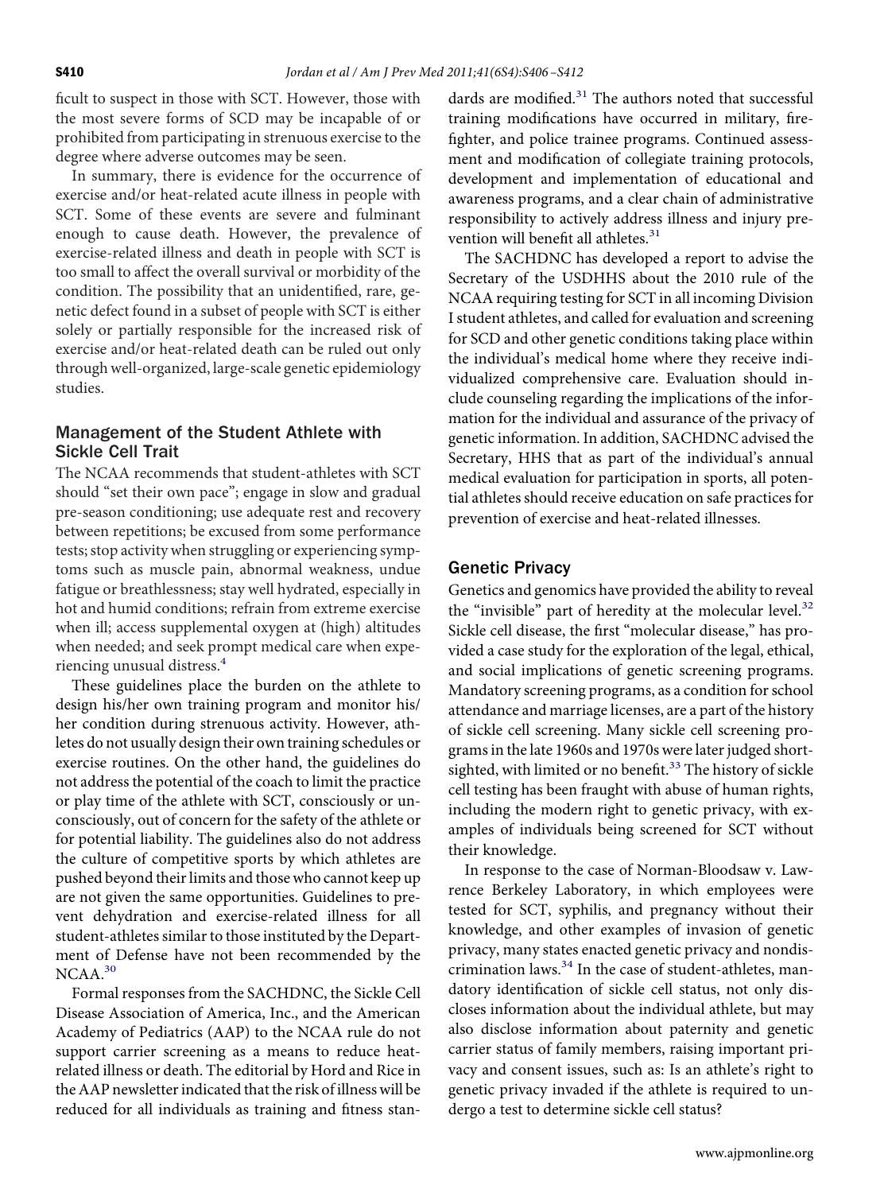ficult to suspect in those with SCT. However, those with the most severe forms of SCD may be incapable of or prohibited from participating in strenuous exercise to the degree where adverse outcomes may be seen.

In summary, there is evidence for the occurrence of exercise and/or heat-related acute illness in people with SCT. Some of these events are severe and fulminant enough to cause death. However, the prevalence of exercise-related illness and death in people with SCT is too small to affect the overall survival or morbidity of the condition. The possibility that an unidentified, rare, genetic defect found in a subset of people with SCT is either solely or partially responsible for the increased risk of exercise and/or heat-related death can be ruled out only through well-organized, large-scale genetic epidemiology studies.

## Management of the Student Athlete with Sickle Cell Trait

The NCAA recommends that student-athletes with SCT should "set their own pace"; engage in slow and gradual pre-season conditioning; use adequate rest and recovery between repetitions; be excused from some performance tests; stop activity when struggling or experiencing symptoms such as muscle pain, abnormal weakness, undue fatigue or breathlessness; stay well hydrated, especially in hot and humid conditions; refrain from extreme exercise when ill; access supplemental oxygen at (high) altitudes when needed; and seek prompt medical care when experiencing unusual distress.[4]

These guidelines place the burden on the athlete to design his/her own training program and monitor his/her condition during strenuous activity. However, athletes do not usually design their own training schedules or exercise routines. On the other hand, the guidelines do not address the potential of the coach to limit the practice or play time of the athlete with SCT, consciously or unconsciously, out of concern for the safety of the athlete or for potential liability. The guidelines also do not address the culture of competitive sports by which athletes are pushed beyond their limits and those who cannot keep up are not given the same opportunities. Guidelines to prevent dehydration and exercise-related illness for all student-athletes similar to those instituted by the Department of Defense have not been recommended by the NCAA.[30]

Formal responses from the SACHDNC, the Sickle Cell Disease Association of America, Inc., and the American Academy of Pediatrics (AAP) to the NCAA rule do not support carrier screening as a means to reduce heat-related illness or death. The editorial by Hord and Rice in the AAP newsletter indicated that the risk of illness will be reduced for all individuals as training and fitness standards are modified.[31] The authors noted that successful training modifications have occurred in military, firefighter, and police trainee programs. Continued assessment and modification of collegiate training protocols, development and implementation of educational and awareness programs, and a clear chain of administrative responsibility to actively address illness and injury prevention will benefit all athletes.[31]

The SACHDNC has developed a report to advise the Secretary of the USDHHS about the 2010 rule of the NCAA requiring testing for SCT in all incoming Division I student athletes, and called for evaluation and screening for SCD and other genetic conditions taking place within the individual's medical home where they receive individualized comprehensive care. Evaluation should include counseling regarding the implications of the information for the individual and assurance of the privacy of genetic information. In addition, SACHDNC advised the Secretary, HHS that as part of the individual's annual medical evaluation for participation in sports, all potential athletes should receive education on safe practices for prevention of exercise and heat-related illnesses.

## Genetic Privacy

Genetics and genomics have provided the ability to reveal the "invisible" part of heredity at the molecular level.[32] Sickle cell disease, the first "molecular disease," has provided a case study for the exploration of the legal, ethical, and social implications of genetic screening programs. Mandatory screening programs, as a condition for school attendance and marriage licenses, are a part of the history of sickle cell screening. Many sickle cell screening programs in the late 1960s and 1970s were later judged short-sighted, with limited or no benefit.[33] The history of sickle cell testing has been fraught with abuse of human rights, including the modern right to genetic privacy, with examples of individuals being screened for SCT without their knowledge.

In response to the case of Norman-Bloodsaw v. Lawrence Berkeley Laboratory, in which employees were tested for SCT, syphilis, and pregnancy without their knowledge, and other examples of invasion of genetic privacy, many states enacted genetic privacy and nondiscrimination laws.[34] In the case of student-athletes, mandatory identification of sickle cell status, not only discloses information about the individual athlete, but may also disclose information about paternity and genetic carrier status of family members, raising important privacy and consent issues, such as: Is an athlete's right to genetic privacy invaded if the athlete is required to undergo a test to determine sickle cell status?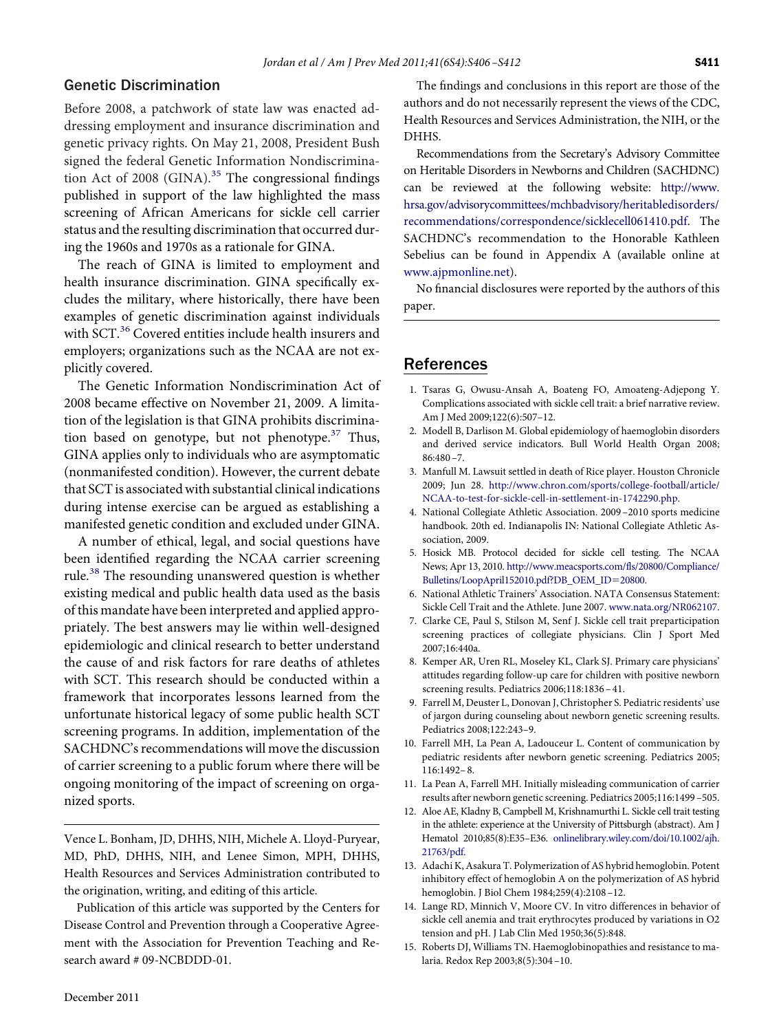## Genetic Discrimination

Before 2008, a patchwork of state law was enacted addressing employment and insurance discrimination and genetic privacy rights. On May 21, 2008, President Bush signed the federal Genetic Information Nondiscrimination Act of 2008 (GINA).[35] The congressional findings published in support of the law highlighted the mass screening of African Americans for sickle cell carrier status and the resulting discrimination that occurred during the 1960s and 1970s as a rationale for GINA.

The reach of GINA is limited to employment and health insurance discrimination. GINA specifically excludes the military, where historically, there have been examples of genetic discrimination against individuals with SCT.[36] Covered entities include health insurers and employers; organizations such as the NCAA are not explicitly covered.

The Genetic Information Nondiscrimination Act of 2008 became effective on November 21, 2009. A limitation of the legislation is that GINA prohibits discrimination based on genotype, but not phenotype.[37] Thus, GINA applies only to individuals who are asymptomatic (nonmanifested condition). However, the current debate that SCT is associated with substantial clinical indications during intense exercise can be argued as establishing a manifested genetic condition and excluded under GINA.

A number of ethical, legal, and social questions have been identified regarding the NCAA carrier screening rule.[38] The resounding unanswered question is whether existing medical and public health data used as the basis of this mandate have been interpreted and applied appropriately. The best answers may lie within well-designed epidemiologic and clinical research to better understand the cause of and risk factors for rare deaths of athletes with SCT. This research should be conducted within a framework that incorporates lessons learned from the unfortunate historical legacy of some public health SCT screening programs. In addition, implementation of the SACHDNC's recommendations will move the discussion of carrier screening to a public forum where there will be ongoing monitoring of the impact of screening on organized sports.

---

Vence L. Bonham, JD, DHHS, NIH, Michele A. Lloyd-Puryear, MD, PhD, DHHS, NIH, and Lenee Simon, MPH, DHHS, Health Resources and Services Administration contributed to the origination, writing, and editing of this article.

Publication of this article was supported by the Centers for Disease Control and Prevention through a Cooperative Agreement with the Association for Prevention Teaching and Research award # 09-NCBDDD-01.

The findings and conclusions in this report are those of the authors and do not necessarily represent the views of the CDC, Health Resources and Services Administration, the NIH, or the DHHS.

Recommendations from the Secretary's Advisory Committee on Heritable Disorders in Newborns and Children (SACHDNC) can be reviewed at the following website: http://www.hrsa.gov/advisorycommittees/mchbadvisory/heritabledisorders/recommendations/correspondence/sicklecell061410.pdf. The SACHDNC's recommendation to the Honorable Kathleen Sebelius can be found in Appendix A (available online at www.ajpmonline.net).

No financial disclosures were reported by the authors of this paper.

## References

1. Tsaras G, Owusu-Ansah A, Boateng FO, Amoateng-Adjepong Y. Complications associated with sickle cell trait: a brief narrative review. Am J Med 2009;122(6):507–12.
2. Modell B, Darlison M. Global epidemiology of haemoglobin disorders and derived service indicators. Bull World Health Organ 2008; 86:480–7.
3. Manfull M. Lawsuit settled in death of Rice player. Houston Chronicle 2009; Jun 28. http://www.chron.com/sports/college-football/article/NCAA-to-test-for-sickle-cell-in-settlement-in-1742290.php.
4. National Collegiate Athletic Association. 2009–2010 sports medicine handbook. 20th ed. Indianapolis IN: National Collegiate Athletic Association, 2009.
5. Hosick MB. Protocol decided for sickle cell testing. The NCAA News; Apr 13, 2010. http://www.meacsports.com/fls/20800/Compliance/Bulletins/LoopApril152010.pdf?DB_OEM_ID=20800.
6. National Athletic Trainers' Association. NATA Consensus Statement: Sickle Cell Trait and the Athlete. June 2007. www.nata.org/NR062107.
7. Clarke CE, Paul S, Stilson M, Senf J. Sickle cell trait preparticipation screening practices of collegiate physicians. Clin J Sport Med 2007;16:440a.
8. Kemper AR, Uren RL, Moseley KL, Clark SJ. Primary care physicians' attitudes regarding follow-up care for children with positive newborn screening results. Pediatrics 2006;118:1836–41.
9. Farrell M, Deuster L, Donovan J, Christopher S. Pediatric residents' use of jargon during counseling about newborn genetic screening results. Pediatrics 2008;122:243–9.
10. Farrell MH, La Pean A, Ladouceur L. Content of communication by pediatric residents after newborn genetic screening. Pediatrics 2005; 116:1492–8.
11. La Pean A, Farrell MH. Initially misleading communication of carrier results after newborn genetic screening. Pediatrics 2005;116:1499–505.
12. Aloe AE, Kladny B, Campbell M, Krishnamurthi L. Sickle cell trait testing in the athlete: experience at the University of Pittsburgh (abstract). Am J Hematol 2010;85(8):E35–E36. onlinelibrary.wiley.com/doi/10.1002/ajh.21763/pdf.
13. Adachi K, Asakura T. Polymerization of AS hybrid hemoglobin. Potent inhibitory effect of hemoglobin A on the polymerization of AS hybrid hemoglobin. J Biol Chem 1984;259(4):2108–12.
14. Lange RD, Minnich V, Moore CV. In vitro differences in behavior of sickle cell anemia and trait erythrocytes produced by variations in O2 tension and pH. J Lab Clin Med 1950;36(5):848.
15. Roberts DJ, Williams TN. Haemoglobinopathies and resistance to malaria. Redox Rep 2003;8(5):304–10.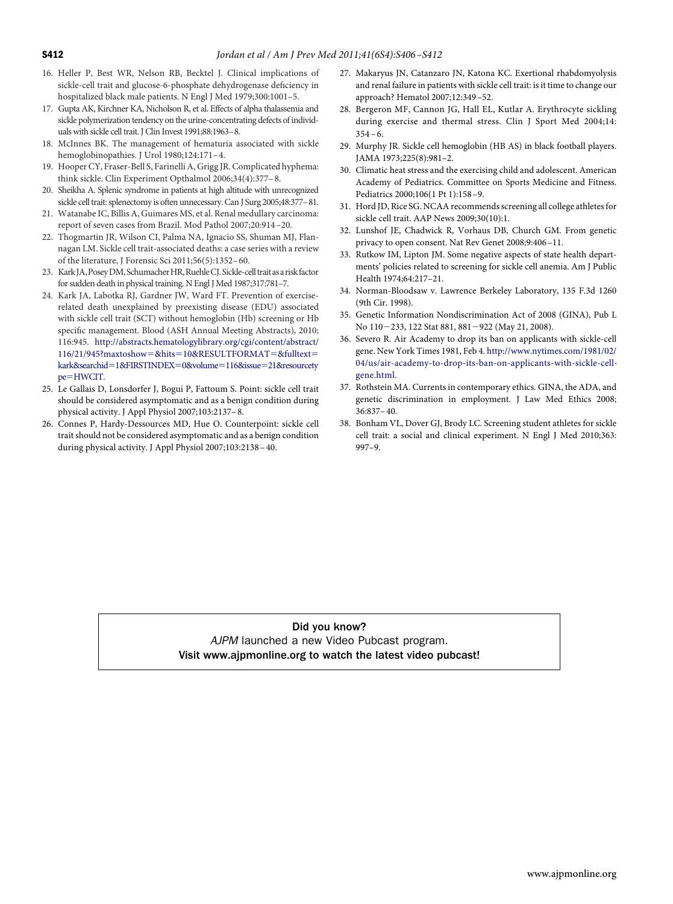16. Heller P, Best WR, Nelson RB, Becktel J. Clinical implications of sickle-cell trait and glucose-6-phosphate dehydrogenase deficiency in hospitalized black male patients. N Engl J Med 1979;300:1001–5.
17. Gupta AK, Kirchner KA, Nicholson R, et al. Effects of alpha thalassemia and sickle polymerization tendency on the urine-concentrating defects of individuals with sickle cell trait. J Clin Invest 1991;88:1963–8.
18. McInnes BK. The management of hematuria associated with sickle hemoglobinopathies. J Urol 1980;124:171–4.
19. Hooper CY, Fraser-Bell S, Farinelli A, Grigg JR. Complicated hyphema: think sickle. Clin Experiment Opthalmol 2006;34(4):377–8.
20. Sheikha A. Splenic syndrome in patients at high altitude with unrecognized sickle cell trait: splenectomy is often unnecessary. Can J Surg 2005;48:377–81.
21. Watanabe IC, Billis A, Guimares MS, et al. Renal medullary carcinoma: report of seven cases from Brazil. Mod Pathol 2007;20:914–20.
22. Thogmartin JR, Wilson CI, Palma NA, Ignacio SS, Shuman MJ, Flannagan LM. Sickle cell trait-associated deaths: a case series with a review of the literature, J Forensic Sci 2011;56(5):1352–60.
23. Kark JA, Posey DM, Schumacher HR, Ruehle CJ. Sickle-cell trait as a risk factor for sudden death in physical training. N Engl J Med 1987;317:781–7.
24. Kark JA, Labotka RJ, Gardner JW, Ward FT. Prevention of exercise-related death unexplained by preexisting disease (EDU) associated with sickle cell trait (SCT) without hemoglobin (Hb) screening or Hb specific management. Blood (ASH Annual Meeting Abstracts), 2010; 116:945. http://abstracts.hematologylibrary.org/cgi/content/abstract/116/21/945?maxtoshow=&hits=10&RESULTFORMAT=&fulltext=kark&searchid=1&FIRSTINDEX=0&volume=116&issue=21&resourcetype=HWCIT.
25. Le Gallais D, Lonsdorfer J, Bogui P, Fattoum S. Point: sickle cell trait should be considered asymptomatic and as a benign condition during physical activity. J Appl Physiol 2007;103:2137–8.
26. Connes P, Hardy-Dessources MD, Hue O. Counterpoint: sickle cell trait should not be considered asymptomatic and as a benign condition during physical activity. J Appl Physiol 2007;103:2138–40.
27. Makaryus JN, Catanzaro JN, Katona KC. Exertional rhabdomyolysis and renal failure in patients with sickle cell trait: is it time to change our approach? Hematol 2007;12:349–52.
28. Bergeron MF, Cannon JG, Hall EL, Kutlar A. Erythrocyte sickling during exercise and thermal stress. Clin J Sport Med 2004;14: 354–6.
29. Murphy JR. Sickle cell hemoglobin (HB AS) in black football players. JAMA 1973;225(8):981–2.
30. Climatic heat stress and the exercising child and adolescent. American Academy of Pediatrics. Committee on Sports Medicine and Fitness. Pediatrics 2000;106(1 Pt 1):158–9.
31. Hord JD, Rice SG. NCAA recommends screening all college athletes for sickle cell trait. AAP News 2009;30(10):1.
32. Lunshof JE, Chadwick R, Vorhaus DB, Church GM. From genetic privacy to open consent. Nat Rev Genet 2008;9:406–11.
33. Rutkow IM, Lipton JM. Some negative aspects of state health departments' policies related to screening for sickle cell anemia. Am J Public Health 1974;64:217–21.
34. Norman-Bloodsaw v. Lawrence Berkeley Laboratory, 135 F.3d 1260 (9th Cir. 1998).
35. Genetic Information Nondiscrimination Act of 2008 (GINA), Pub L No 110−233, 122 Stat 881, 881−922 (May 21, 2008).
36. Severo R. Air Academy to drop its ban on applicants with sickle-cell gene. New York Times 1981, Feb 4. http://www.nytimes.com/1981/02/04/us/air-academy-to-drop-its-ban-on-applicants-with-sickle-cell-gene.html.
37. Rothstein MA. Currents in contemporary ethics. GINA, the ADA, and genetic discrimination in employment. J Law Med Ethics 2008; 36:837–40.
38. Bonham VL, Dover GJ, Brody LC. Screening student athletes for sickle cell trait: a social and clinical experiment. N Engl J Med 2010;363: 997–9.

**Did you know?**
*AJPM* launched a new Video Pubcast program.
**Visit www.ajpmonline.org to watch the latest video pubcast!**